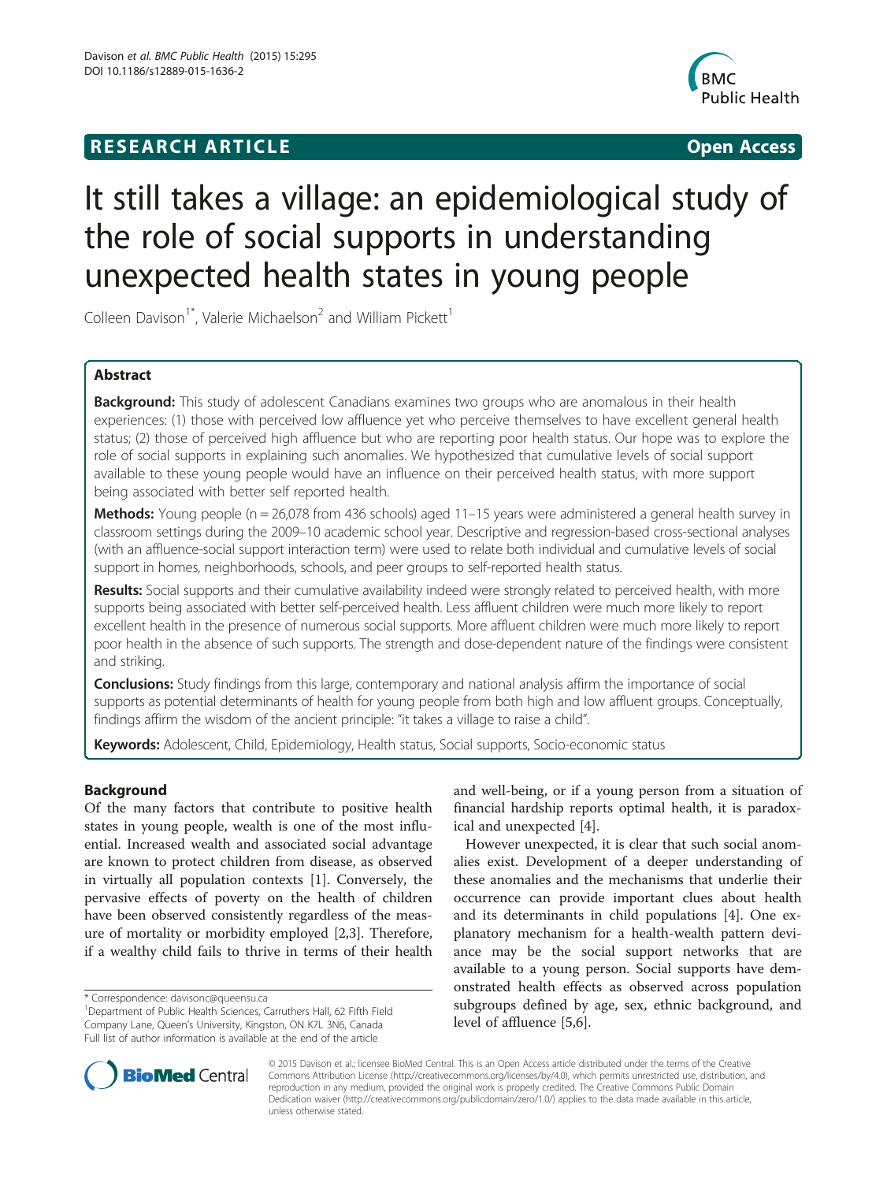# RESEARCH ARTICLE

Open Access

# It still takes a village: an epidemiological study of the role of social supports in understanding unexpected health states in young people

Colleen Davison[1*], Valerie Michaelson[2] and William Pickett[1]

## Abstract

**Background:** This study of adolescent Canadians examines two groups who are anomalous in their health experiences: (1) those with perceived low affluence yet who perceive themselves to have excellent general health status; (2) those of perceived high affluence but who are reporting poor health status. Our hope was to explore the role of social supports in explaining such anomalies. We hypothesized that cumulative levels of social support available to these young people would have an influence on their perceived health status, with more support being associated with better self reported health.

**Methods:** Young people (n = 26,078 from 436 schools) aged 11–15 years were administered a general health survey in classroom settings during the 2009–10 academic school year. Descriptive and regression-based cross-sectional analyses (with an affluence-social support interaction term) were used to relate both individual and cumulative levels of social support in homes, neighborhoods, schools, and peer groups to self-reported health status.

**Results:** Social supports and their cumulative availability indeed were strongly related to perceived health, with more supports being associated with better self-perceived health. Less affluent children were much more likely to report excellent health in the presence of numerous social supports. More affluent children were much more likely to report poor health in the absence of such supports. The strength and dose-dependent nature of the findings were consistent and striking.

**Conclusions:** Study findings from this large, contemporary and national analysis affirm the importance of social supports as potential determinants of health for young people from both high and low affluent groups. Conceptually, findings affirm the wisdom of the ancient principle: "it takes a village to raise a child".

**Keywords:** Adolescent, Child, Epidemiology, Health status, Social supports, Socio-economic status

## Background

Of the many factors that contribute to positive health states in young people, wealth is one of the most influential. Increased wealth and associated social advantage are known to protect children from disease, as observed in virtually all population contexts [1]. Conversely, the pervasive effects of poverty on the health of children have been observed consistently regardless of the measure of mortality or morbidity employed [2,3]. Therefore, if a wealthy child fails to thrive in terms of their health and well-being, or if a young person from a situation of financial hardship reports optimal health, it is paradoxical and unexpected [4].

However unexpected, it is clear that such social anomalies exist. Development of a deeper understanding of these anomalies and the mechanisms that underlie their occurrence can provide important clues about health and its determinants in child populations [4]. One explanatory mechanism for a health-wealth pattern deviance may be the social support networks that are available to a young person. Social supports have demonstrated health effects as observed across population subgroups defined by age, sex, ethnic background, and level of affluence [5,6].

\* Correspondence: davisonc@queensu.ca

[1]Department of Public Health Sciences, Carruthers Hall, 62 Fifth Field Company Lane, Queen's University, Kingston, ON K7L 3N6, Canada

Full list of author information is available at the end of the article

© 2015 Davison et al.; licensee BioMed Central. This is an Open Access article distributed under the terms of the Creative Commons Attribution License (http://creativecommons.org/licenses/by/4.0), which permits unrestricted use, distribution, and reproduction in any medium, provided the original work is properly credited. The Creative Commons Public Domain Dedication waiver (http://creativecommons.org/publicdomain/zero/1.0/) applies to the data made available in this article, unless otherwise stated.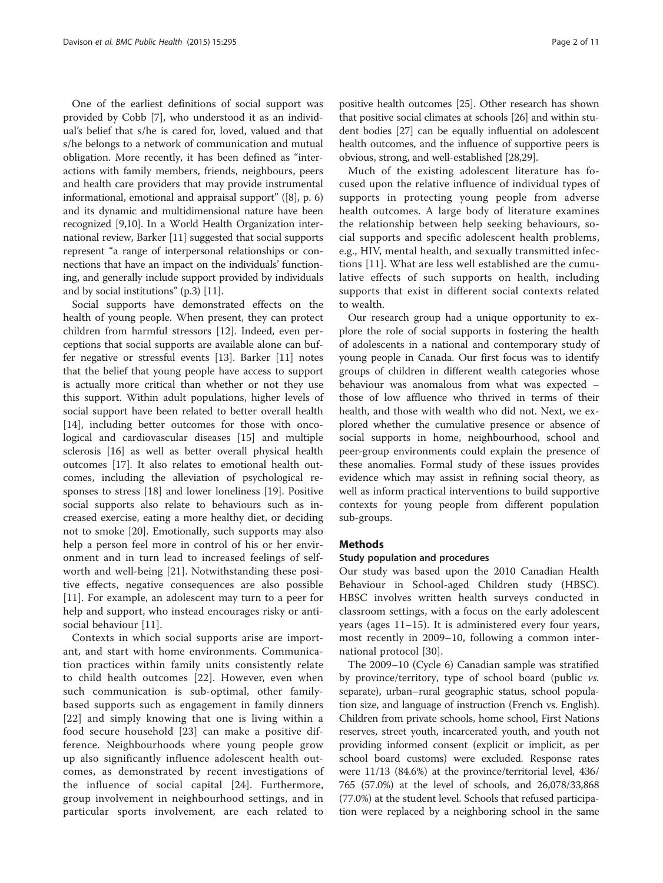One of the earliest definitions of social support was provided by Cobb [7], who understood it as an individual's belief that s/he is cared for, loved, valued and that s/he belongs to a network of communication and mutual obligation. More recently, it has been defined as "interactions with family members, friends, neighbours, peers and health care providers that may provide instrumental informational, emotional and appraisal support" ([8], p. 6) and its dynamic and multidimensional nature have been recognized [9,10]. In a World Health Organization international review, Barker [11] suggested that social supports represent "a range of interpersonal relationships or connections that have an impact on the individuals' functioning, and generally include support provided by individuals and by social institutions" (p.3) [11].

Social supports have demonstrated effects on the health of young people. When present, they can protect children from harmful stressors [12]. Indeed, even perceptions that social supports are available alone can buffer negative or stressful events [13]. Barker [11] notes that the belief that young people have access to support is actually more critical than whether or not they use this support. Within adult populations, higher levels of social support have been related to better overall health [14], including better outcomes for those with oncological and cardiovascular diseases [15] and multiple sclerosis [16] as well as better overall physical health outcomes [17]. It also relates to emotional health outcomes, including the alleviation of psychological responses to stress [18] and lower loneliness [19]. Positive social supports also relate to behaviours such as increased exercise, eating a more healthy diet, or deciding not to smoke [20]. Emotionally, such supports may also help a person feel more in control of his or her environment and in turn lead to increased feelings of self-worth and well-being [21]. Notwithstanding these positive effects, negative consequences are also possible [11]. For example, an adolescent may turn to a peer for help and support, who instead encourages risky or antisocial behaviour [11].

Contexts in which social supports arise are important, and start with home environments. Communication practices within family units consistently relate to child health outcomes [22]. However, even when such communication is sub-optimal, other family-based supports such as engagement in family dinners [22] and simply knowing that one is living within a food secure household [23] can make a positive difference. Neighbourhoods where young people grow up also significantly influence adolescent health outcomes, as demonstrated by recent investigations of the influence of social capital [24]. Furthermore, group involvement in neighbourhood settings, and in particular sports involvement, are each related to positive health outcomes [25]. Other research has shown that positive social climates at schools [26] and within student bodies [27] can be equally influential on adolescent health outcomes, and the influence of supportive peers is obvious, strong, and well-established [28,29].

Much of the existing adolescent literature has focused upon the relative influence of individual types of supports in protecting young people from adverse health outcomes. A large body of literature examines the relationship between help seeking behaviours, social supports and specific adolescent health problems, e.g., HIV, mental health, and sexually transmitted infections [11]. What are less well established are the cumulative effects of such supports on health, including supports that exist in different social contexts related to wealth.

Our research group had a unique opportunity to explore the role of social supports in fostering the health of adolescents in a national and contemporary study of young people in Canada. Our first focus was to identify groups of children in different wealth categories whose behaviour was anomalous from what was expected – those of low affluence who thrived in terms of their health, and those with wealth who did not. Next, we explored whether the cumulative presence or absence of social supports in home, neighbourhood, school and peer-group environments could explain the presence of these anomalies. Formal study of these issues provides evidence which may assist in refining social theory, as well as inform practical interventions to build supportive contexts for young people from different population sub-groups.

## Methods

### Study population and procedures

Our study was based upon the 2010 Canadian Health Behaviour in School-aged Children study (HBSC). HBSC involves written health surveys conducted in classroom settings, with a focus on the early adolescent years (ages 11–15). It is administered every four years, most recently in 2009–10, following a common international protocol [30].

The 2009–10 (Cycle 6) Canadian sample was stratified by province/territory, type of school board (public *vs.* separate), urban–rural geographic status, school population size, and language of instruction (French vs. English). Children from private schools, home school, First Nations reserves, street youth, incarcerated youth, and youth not providing informed consent (explicit or implicit, as per school board customs) were excluded. Response rates were 11/13 (84.6%) at the province/territorial level, 436/765 (57.0%) at the level of schools, and 26,078/33,868 (77.0%) at the student level. Schools that refused participation were replaced by a neighboring school in the same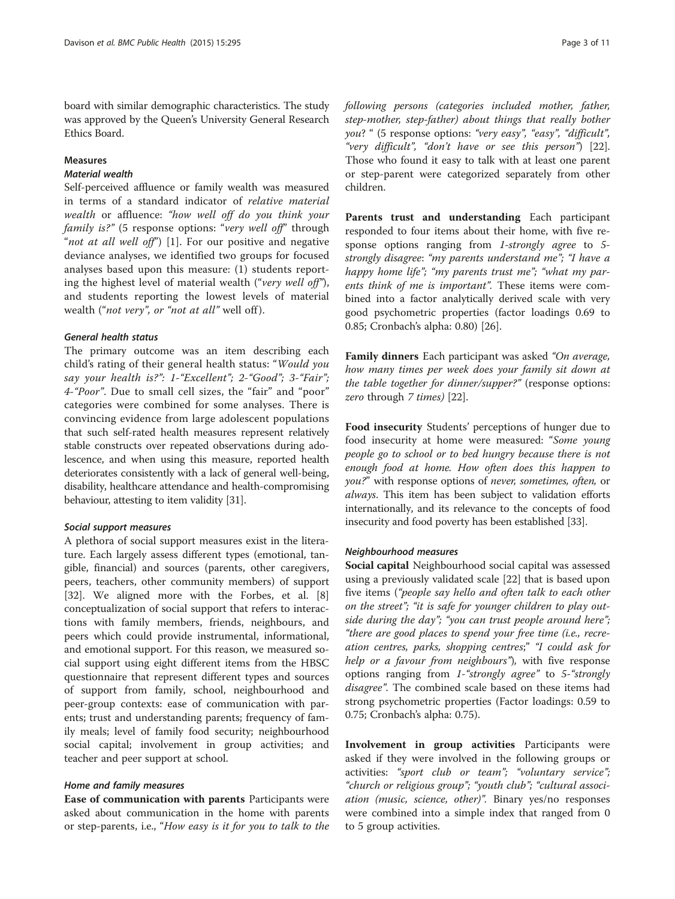board with similar demographic characteristics. The study was approved by the Queen's University General Research Ethics Board.

## Measures

### Material wealth

Self-perceived affluence or family wealth was measured in terms of a standard indicator of *relative material wealth* or affluence: *"how well off do you think your family is?"* (5 response options: "*very well off*" through "*not at all well off*") [1]. For our positive and negative deviance analyses, we identified two groups for focused analyses based upon this measure: (1) students reporting the highest level of material wealth ("*very well off*"), and students reporting the lowest levels of material wealth ("*not very", or "not at all"* well off).

### General health status

The primary outcome was an item describing each child's rating of their general health status: "*Would you say your health is?": 1-"Excellent"; 2-"Good"; 3-"Fair"; 4-"Poor"*. Due to small cell sizes, the "fair" and "poor" categories were combined for some analyses. There is convincing evidence from large adolescent populations that such self-rated health measures represent relatively stable constructs over repeated observations during adolescence, and when using this measure, reported health deteriorates consistently with a lack of general well-being, disability, healthcare attendance and health-compromising behaviour, attesting to item validity [31].

### Social support measures

A plethora of social support measures exist in the literature. Each largely assess different types (emotional, tangible, financial) and sources (parents, other caregivers, peers, teachers, other community members) of support [32]. We aligned more with the Forbes, et al. [8] conceptualization of social support that refers to interactions with family members, friends, neighbours, and peers which could provide instrumental, informational, and emotional support. For this reason, we measured social support using eight different items from the HBSC questionnaire that represent different types and sources of support from family, school, neighbourhood and peer-group contexts: ease of communication with parents; trust and understanding parents; frequency of family meals; level of family food security; neighbourhood social capital; involvement in group activities; and teacher and peer support at school.

### Home and family measures

**Ease of communication with parents** Participants were asked about communication in the home with parents or step-parents, i.e., "*How easy is it for you to talk to the following persons (categories included mother, father, step-mother, step-father) about things that really bother you*? " (5 response options: *"very easy", "easy", "difficult", "very difficult", "don't have or see this person"*) [22]. Those who found it easy to talk with at least one parent or step-parent were categorized separately from other children.

**Parents trust and understanding** Each participant responded to four items about their home, with five response options ranging from *1-strongly agree* to *5-strongly disagree*: *"my parents understand me"; "I have a happy home life"; "my parents trust me"; "what my parents think of me is important"*. These items were combined into a factor analytically derived scale with very good psychometric properties (factor loadings 0.69 to 0.85; Cronbach's alpha: 0.80) [26].

**Family dinners** Each participant was asked *"On average, how many times per week does your family sit down at the table together for dinner/supper?"* (response options: *zero* through *7 times)* [22].

**Food insecurity** Students' perceptions of hunger due to food insecurity at home were measured: *"Some young people go to school or to bed hungry because there is not enough food at home. How often does this happen to you?"* with response options of *never, sometimes, often,* or *always*. This item has been subject to validation efforts internationally, and its relevance to the concepts of food insecurity and food poverty has been established [33].

### Neighbourhood measures

**Social capital** Neighbourhood social capital was assessed using a previously validated scale [22] that is based upon five items (*"people say hello and often talk to each other on the street"; "it is safe for younger children to play outside during the day"; "you can trust people around here"; "there are good places to spend your free time (i.e., recreation centres, parks, shopping centres;" "I could ask for help or a favour from neighbours"*), with five response options ranging from *1-"strongly agree"* to *5-"strongly disagree"*. The combined scale based on these items had strong psychometric properties (Factor loadings: 0.59 to 0.75; Cronbach's alpha: 0.75).

**Involvement in group activities** Participants were asked if they were involved in the following groups or activities: *"sport club or team"; "voluntary service"; "church or religious group"; "youth club"; "cultural association (music, science, other)"*. Binary yes/no responses were combined into a simple index that ranged from 0 to 5 group activities.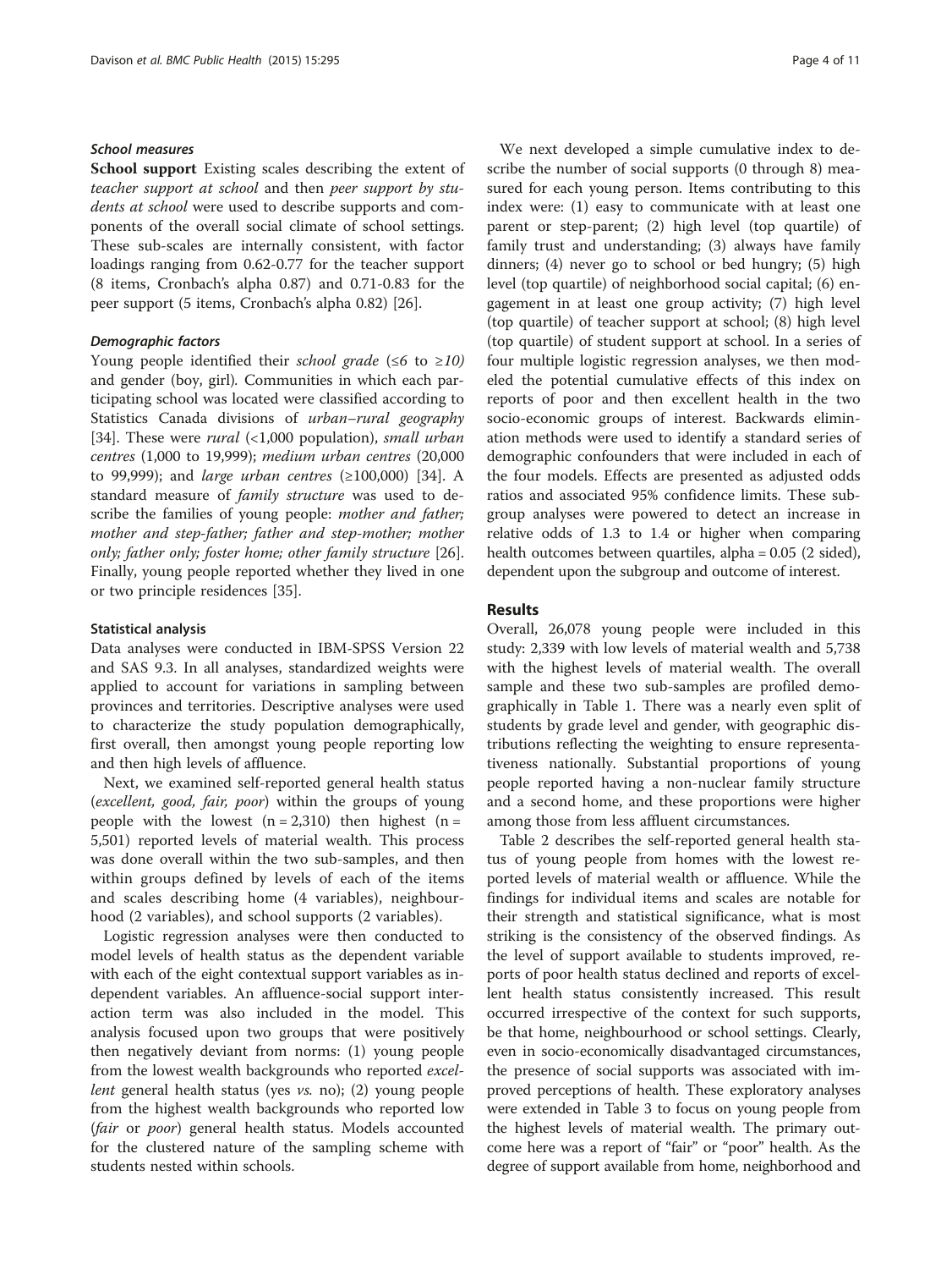### School measures

**School support** Existing scales describing the extent of *teacher support at school* and then *peer support by students at school* were used to describe supports and components of the overall social climate of school settings. These sub-scales are internally consistent, with factor loadings ranging from 0.62-0.77 for the teacher support (8 items, Cronbach's alpha 0.87) and 0.71-0.83 for the peer support (5 items, Cronbach's alpha 0.82) [26].

### Demographic factors

Young people identified their *school grade* (≤6 to ≥10) and gender (boy, girl). Communities in which each participating school was located were classified according to Statistics Canada divisions of *urban–rural geography* [34]. These were *rural* (<1,000 population), *small urban centres* (1,000 to 19,999); *medium urban centres* (20,000 to 99,999); and *large urban centres* (≥100,000) [34]. A standard measure of *family structure* was used to describe the families of young people: *mother and father; mother and step-father; father and step-mother; mother only; father only; foster home; other family structure* [26]. Finally, young people reported whether they lived in one or two principle residences [35].

### Statistical analysis

Data analyses were conducted in IBM-SPSS Version 22 and SAS 9.3. In all analyses, standardized weights were applied to account for variations in sampling between provinces and territories. Descriptive analyses were used to characterize the study population demographically, first overall, then amongst young people reporting low and then high levels of affluence.

Next, we examined self-reported general health status (*excellent, good, fair, poor*) within the groups of young people with the lowest (n = 2,310) then highest (n = 5,501) reported levels of material wealth. This process was done overall within the two sub-samples, and then within groups defined by levels of each of the items and scales describing home (4 variables), neighbourhood (2 variables), and school supports (2 variables).

Logistic regression analyses were then conducted to model levels of health status as the dependent variable with each of the eight contextual support variables as independent variables. An affluence-social support interaction term was also included in the model. This analysis focused upon two groups that were positively then negatively deviant from norms: (1) young people from the lowest wealth backgrounds who reported *excellent* general health status (yes *vs.* no); (2) young people from the highest wealth backgrounds who reported low (*fair* or *poor*) general health status. Models accounted for the clustered nature of the sampling scheme with students nested within schools.

We next developed a simple cumulative index to describe the number of social supports (0 through 8) measured for each young person. Items contributing to this index were: (1) easy to communicate with at least one parent or step-parent; (2) high level (top quartile) of family trust and understanding; (3) always have family dinners; (4) never go to school or bed hungry; (5) high level (top quartile) of neighborhood social capital; (6) engagement in at least one group activity; (7) high level (top quartile) of teacher support at school; (8) high level (top quartile) of student support at school. In a series of four multiple logistic regression analyses, we then modeled the potential cumulative effects of this index on reports of poor and then excellent health in the two socio-economic groups of interest. Backwards elimination methods were used to identify a standard series of demographic confounders that were included in each of the four models. Effects are presented as adjusted odds ratios and associated 95% confidence limits. These subgroup analyses were powered to detect an increase in relative odds of 1.3 to 1.4 or higher when comparing health outcomes between quartiles, alpha = 0.05 (2 sided), dependent upon the subgroup and outcome of interest.

## Results

Overall, 26,078 young people were included in this study: 2,339 with low levels of material wealth and 5,738 with the highest levels of material wealth. The overall sample and these two sub-samples are profiled demographically in Table 1. There was a nearly even split of students by grade level and gender, with geographic distributions reflecting the weighting to ensure representativeness nationally. Substantial proportions of young people reported having a non-nuclear family structure and a second home, and these proportions were higher among those from less affluent circumstances.

Table 2 describes the self-reported general health status of young people from homes with the lowest reported levels of material wealth or affluence. While the findings for individual items and scales are notable for their strength and statistical significance, what is most striking is the consistency of the observed findings. As the level of support available to students improved, reports of poor health status declined and reports of excellent health status consistently increased. This result occurred irrespective of the context for such supports, be that home, neighbourhood or school settings. Clearly, even in socio-economically disadvantaged circumstances, the presence of social supports was associated with improved perceptions of health. These exploratory analyses were extended in Table 3 to focus on young people from the highest levels of material wealth. The primary outcome here was a report of "fair" or "poor" health. As the degree of support available from home, neighborhood and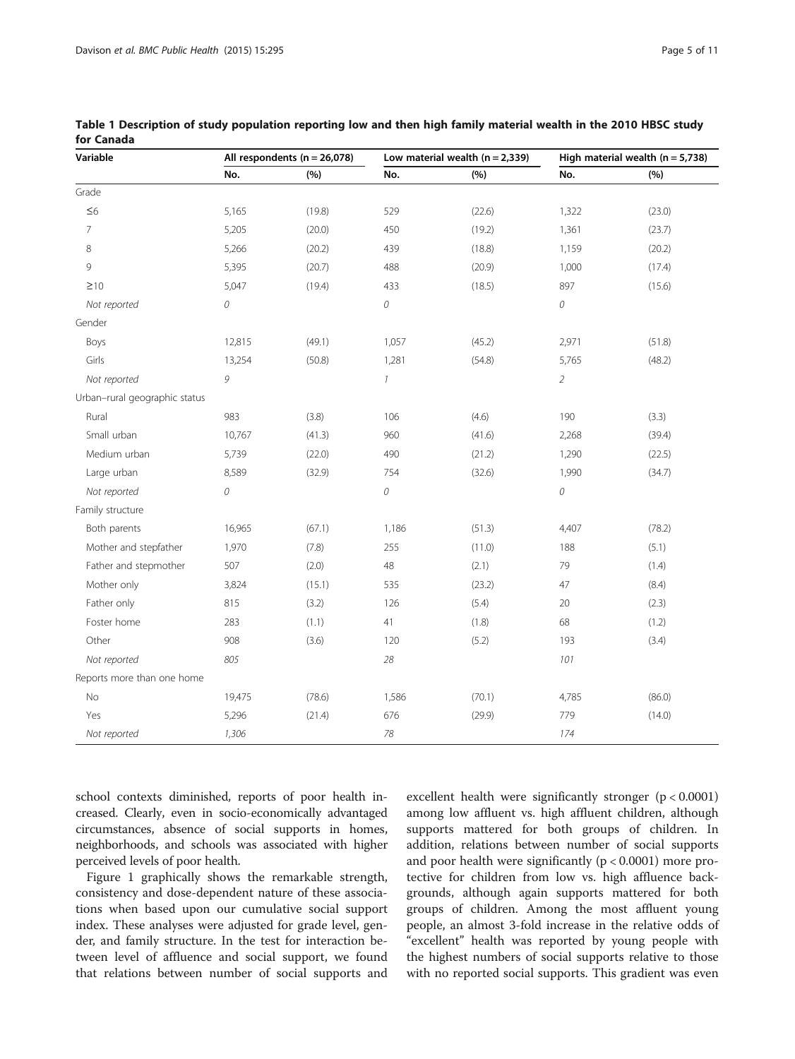**Table 1 Description of study population reporting low and then high family material wealth in the 2010 HBSC study for Canada**

| Variable | All respondents (n = 26,078) | | Low material wealth (n = 2,339) | | High material wealth (n = 5,738) | |
|---|---|---|---|---|---|---|
| | No. | (%) | No. | (%) | No. | (%) |
| Grade | | | | | | |
| ≤6 | 5,165 | (19.8) | 529 | (22.6) | 1,322 | (23.0) |
| 7 | 5,205 | (20.0) | 450 | (19.2) | 1,361 | (23.7) |
| 8 | 5,266 | (20.2) | 439 | (18.8) | 1,159 | (20.2) |
| 9 | 5,395 | (20.7) | 488 | (20.9) | 1,000 | (17.4) |
| ≥10 | 5,047 | (19.4) | 433 | (18.5) | 897 | (15.6) |
| *Not reported* | *0* | | *0* | | *0* | |
| Gender | | | | | | |
| Boys | 12,815 | (49.1) | 1,057 | (45.2) | 2,971 | (51.8) |
| Girls | 13,254 | (50.8) | 1,281 | (54.8) | 5,765 | (48.2) |
| *Not reported* | *9* | | *1* | | *2* | |
| Urban–rural geographic status | | | | | | |
| Rural | 983 | (3.8) | 106 | (4.6) | 190 | (3.3) |
| Small urban | 10,767 | (41.3) | 960 | (41.6) | 2,268 | (39.4) |
| Medium urban | 5,739 | (22.0) | 490 | (21.2) | 1,290 | (22.5) |
| Large urban | 8,589 | (32.9) | 754 | (32.6) | 1,990 | (34.7) |
| *Not reported* | *0* | | *0* | | *0* | |
| Family structure | | | | | | |
| Both parents | 16,965 | (67.1) | 1,186 | (51.3) | 4,407 | (78.2) |
| Mother and stepfather | 1,970 | (7.8) | 255 | (11.0) | 188 | (5.1) |
| Father and stepmother | 507 | (2.0) | 48 | (2.1) | 79 | (1.4) |
| Mother only | 3,824 | (15.1) | 535 | (23.2) | 47 | (8.4) |
| Father only | 815 | (3.2) | 126 | (5.4) | 20 | (2.3) |
| Foster home | 283 | (1.1) | 41 | (1.8) | 68 | (1.2) |
| Other | 908 | (3.6) | 120 | (5.2) | 193 | (3.4) |
| *Not reported* | *805* | | *28* | | *101* | |
| Reports more than one home | | | | | | |
| No | 19,475 | (78.6) | 1,586 | (70.1) | 4,785 | (86.0) |
| Yes | 5,296 | (21.4) | 676 | (29.9) | 779 | (14.0) |
| *Not reported* | *1,306* | | *78* | | *174* | |

school contexts diminished, reports of poor health increased. Clearly, even in socio-economically advantaged circumstances, absence of social supports in homes, neighborhoods, and schools was associated with higher perceived levels of poor health.

Figure 1 graphically shows the remarkable strength, consistency and dose-dependent nature of these associations when based upon our cumulative social support index. These analyses were adjusted for grade level, gender, and family structure. In the test for interaction between level of affluence and social support, we found that relations between number of social supports and excellent health were significantly stronger ($p < 0.0001$) among low affluent vs. high affluent children, although supports mattered for both groups of children. In addition, relations between number of social supports and poor health were significantly ($p < 0.0001$) more protective for children from low vs. high affluence backgrounds, although again supports mattered for both groups of children. Among the most affluent young people, an almost 3-fold increase in the relative odds of "excellent" health was reported by young people with the highest numbers of social supports relative to those with no reported social supports. This gradient was even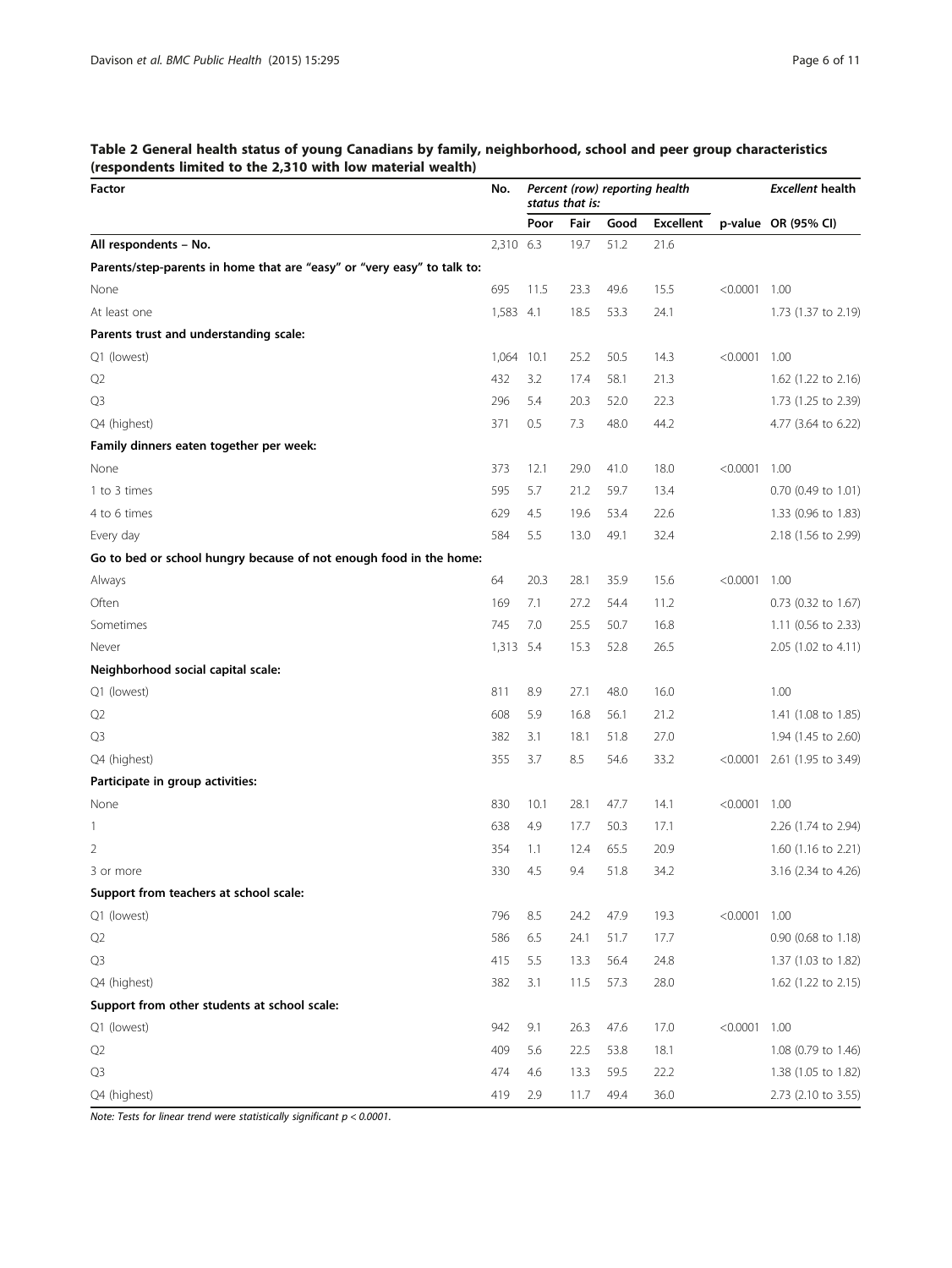**Table 2 General health status of young Canadians by family, neighborhood, school and peer group characteristics (respondents limited to the 2,310 with low material wealth)**

| Factor | No. | Percent (row) reporting health status that is: | | | | | *Excellent* health |
|---|---|---|---|---|---|---|---|
| | | Poor | Fair | Good | Excellent | p-value | OR (95% CI) |
| **All respondents – No.** | 2,310 | 6.3 | 19.7 | 51.2 | 21.6 | | |
| **Parents/step-parents in home that are "easy" or "very easy" to talk to:** | | | | | | | |
| None | 695 | 11.5 | 23.3 | 49.6 | 15.5 | <0.0001 | 1.00 |
| At least one | 1,583 | 4.1 | 18.5 | 53.3 | 24.1 | | 1.73 (1.37 to 2.19) |
| **Parents trust and understanding scale:** | | | | | | | |
| Q1 (lowest) | 1,064 | 10.1 | 25.2 | 50.5 | 14.3 | <0.0001 | 1.00 |
| Q2 | 432 | 3.2 | 17.4 | 58.1 | 21.3 | | 1.62 (1.22 to 2.16) |
| Q3 | 296 | 5.4 | 20.3 | 52.0 | 22.3 | | 1.73 (1.25 to 2.39) |
| Q4 (highest) | 371 | 0.5 | 7.3 | 48.0 | 44.2 | | 4.77 (3.64 to 6.22) |
| **Family dinners eaten together per week:** | | | | | | | |
| None | 373 | 12.1 | 29.0 | 41.0 | 18.0 | <0.0001 | 1.00 |
| 1 to 3 times | 595 | 5.7 | 21.2 | 59.7 | 13.4 | | 0.70 (0.49 to 1.01) |
| 4 to 6 times | 629 | 4.5 | 19.6 | 53.4 | 22.6 | | 1.33 (0.96 to 1.83) |
| Every day | 584 | 5.5 | 13.0 | 49.1 | 32.4 | | 2.18 (1.56 to 2.99) |
| **Go to bed or school hungry because of not enough food in the home:** | | | | | | | |
| Always | 64 | 20.3 | 28.1 | 35.9 | 15.6 | <0.0001 | 1.00 |
| Often | 169 | 7.1 | 27.2 | 54.4 | 11.2 | | 0.73 (0.32 to 1.67) |
| Sometimes | 745 | 7.0 | 25.5 | 50.7 | 16.8 | | 1.11 (0.56 to 2.33) |
| Never | 1,313 | 5.4 | 15.3 | 52.8 | 26.5 | | 2.05 (1.02 to 4.11) |
| **Neighborhood social capital scale:** | | | | | | | |
| Q1 (lowest) | 811 | 8.9 | 27.1 | 48.0 | 16.0 | | 1.00 |
| Q2 | 608 | 5.9 | 16.8 | 56.1 | 21.2 | | 1.41 (1.08 to 1.85) |
| Q3 | 382 | 3.1 | 18.1 | 51.8 | 27.0 | | 1.94 (1.45 to 2.60) |
| Q4 (highest) | 355 | 3.7 | 8.5 | 54.6 | 33.2 | <0.0001 | 2.61 (1.95 to 3.49) |
| **Participate in group activities:** | | | | | | | |
| None | 830 | 10.1 | 28.1 | 47.7 | 14.1 | <0.0001 | 1.00 |
| 1 | 638 | 4.9 | 17.7 | 50.3 | 17.1 | | 2.26 (1.74 to 2.94) |
| 2 | 354 | 1.1 | 12.4 | 65.5 | 20.9 | | 1.60 (1.16 to 2.21) |
| 3 or more | 330 | 4.5 | 9.4 | 51.8 | 34.2 | | 3.16 (2.34 to 4.26) |
| **Support from teachers at school scale:** | | | | | | | |
| Q1 (lowest) | 796 | 8.5 | 24.2 | 47.9 | 19.3 | <0.0001 | 1.00 |
| Q2 | 586 | 6.5 | 24.1 | 51.7 | 17.7 | | 0.90 (0.68 to 1.18) |
| Q3 | 415 | 5.5 | 13.3 | 56.4 | 24.8 | | 1.37 (1.03 to 1.82) |
| Q4 (highest) | 382 | 3.1 | 11.5 | 57.3 | 28.0 | | 1.62 (1.22 to 2.15) |
| **Support from other students at school scale:** | | | | | | | |
| Q1 (lowest) | 942 | 9.1 | 26.3 | 47.6 | 17.0 | <0.0001 | 1.00 |
| Q2 | 409 | 5.6 | 22.5 | 53.8 | 18.1 | | 1.08 (0.79 to 1.46) |
| Q3 | 474 | 4.6 | 13.3 | 59.5 | 22.2 | | 1.38 (1.05 to 1.82) |
| Q4 (highest) | 419 | 2.9 | 11.7 | 49.4 | 36.0 | | 2.73 (2.10 to 3.55) |

*Note: Tests for linear trend were statistically significant $p < 0.0001$.*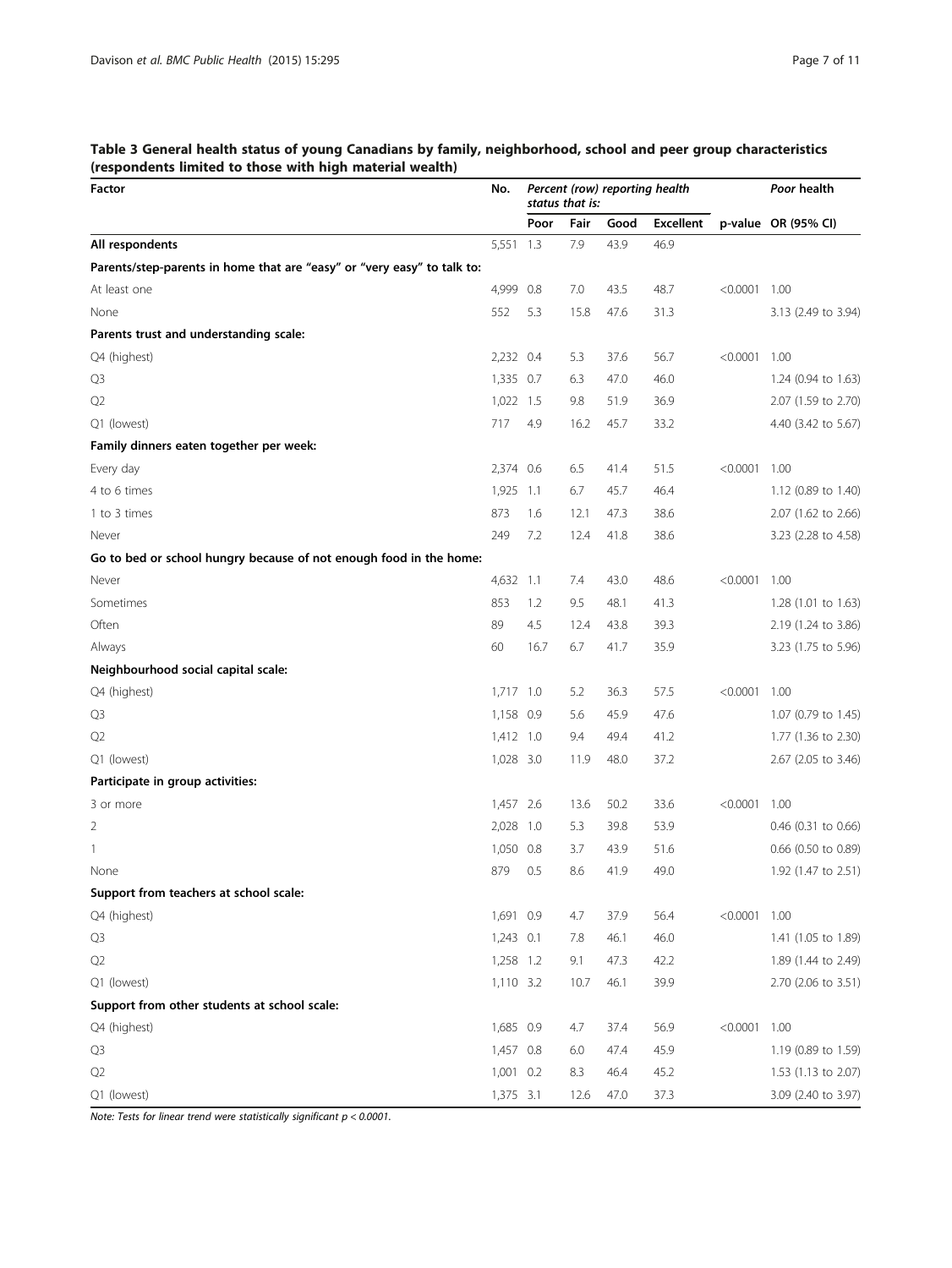**Table 3 General health status of young Canadians by family, neighborhood, school and peer group characteristics (respondents limited to those with high material wealth)**

| Factor | No. | Percent (row) reporting health status that is: | | | | | *Poor* health |
|---|---|---|---|---|---|---|---|
| | | Poor | Fair | Good | Excellent | p-value | OR (95% CI) |
| **All respondents** | 5,551 | 1.3 | 7.9 | 43.9 | 46.9 | | |
| **Parents/step-parents in home that are "easy" or "very easy" to talk to:** | | | | | | | |
| At least one | 4,999 | 0.8 | 7.0 | 43.5 | 48.7 | <0.0001 | 1.00 |
| None | 552 | 5.3 | 15.8 | 47.6 | 31.3 | | 3.13 (2.49 to 3.94) |
| **Parents trust and understanding scale:** | | | | | | | |
| Q4 (highest) | 2,232 | 0.4 | 5.3 | 37.6 | 56.7 | <0.0001 | 1.00 |
| Q3 | 1,335 | 0.7 | 6.3 | 47.0 | 46.0 | | 1.24 (0.94 to 1.63) |
| Q2 | 1,022 | 1.5 | 9.8 | 51.9 | 36.9 | | 2.07 (1.59 to 2.70) |
| Q1 (lowest) | 717 | 4.9 | 16.2 | 45.7 | 33.2 | | 4.40 (3.42 to 5.67) |
| **Family dinners eaten together per week:** | | | | | | | |
| Every day | 2,374 | 0.6 | 6.5 | 41.4 | 51.5 | <0.0001 | 1.00 |
| 4 to 6 times | 1,925 | 1.1 | 6.7 | 45.7 | 46.4 | | 1.12 (0.89 to 1.40) |
| 1 to 3 times | 873 | 1.6 | 12.1 | 47.3 | 38.6 | | 2.07 (1.62 to 2.66) |
| Never | 249 | 7.2 | 12.4 | 41.8 | 38.6 | | 3.23 (2.28 to 4.58) |
| **Go to bed or school hungry because of not enough food in the home:** | | | | | | | |
| Never | 4,632 | 1.1 | 7.4 | 43.0 | 48.6 | <0.0001 | 1.00 |
| Sometimes | 853 | 1.2 | 9.5 | 48.1 | 41.3 | | 1.28 (1.01 to 1.63) |
| Often | 89 | 4.5 | 12.4 | 43.8 | 39.3 | | 2.19 (1.24 to 3.86) |
| Always | 60 | 16.7 | 6.7 | 41.7 | 35.9 | | 3.23 (1.75 to 5.96) |
| **Neighbourhood social capital scale:** | | | | | | | |
| Q4 (highest) | 1,717 | 1.0 | 5.2 | 36.3 | 57.5 | <0.0001 | 1.00 |
| Q3 | 1,158 | 0.9 | 5.6 | 45.9 | 47.6 | | 1.07 (0.79 to 1.45) |
| Q2 | 1,412 | 1.0 | 9.4 | 49.4 | 41.2 | | 1.77 (1.36 to 2.30) |
| Q1 (lowest) | 1,028 | 3.0 | 11.9 | 48.0 | 37.2 | | 2.67 (2.05 to 3.46) |
| **Participate in group activities:** | | | | | | | |
| 3 or more | 1,457 | 2.6 | 13.6 | 50.2 | 33.6 | <0.0001 | 1.00 |
| 2 | 2,028 | 1.0 | 5.3 | 39.8 | 53.9 | | 0.46 (0.31 to 0.66) |
| 1 | 1,050 | 0.8 | 3.7 | 43.9 | 51.6 | | 0.66 (0.50 to 0.89) |
| None | 879 | 0.5 | 8.6 | 41.9 | 49.0 | | 1.92 (1.47 to 2.51) |
| **Support from teachers at school scale:** | | | | | | | |
| Q4 (highest) | 1,691 | 0.9 | 4.7 | 37.9 | 56.4 | <0.0001 | 1.00 |
| Q3 | 1,243 | 0.1 | 7.8 | 46.1 | 46.0 | | 1.41 (1.05 to 1.89) |
| Q2 | 1,258 | 1.2 | 9.1 | 47.3 | 42.2 | | 1.89 (1.44 to 2.49) |
| Q1 (lowest) | 1,110 | 3.2 | 10.7 | 46.1 | 39.9 | | 2.70 (2.06 to 3.51) |
| **Support from other students at school scale:** | | | | | | | |
| Q4 (highest) | 1,685 | 0.9 | 4.7 | 37.4 | 56.9 | <0.0001 | 1.00 |
| Q3 | 1,457 | 0.8 | 6.0 | 47.4 | 45.9 | | 1.19 (0.89 to 1.59) |
| Q2 | 1,001 | 0.2 | 8.3 | 46.4 | 45.2 | | 1.53 (1.13 to 2.07) |
| Q1 (lowest) | 1,375 | 3.1 | 12.6 | 47.0 | 37.3 | | 3.09 (2.40 to 3.97) |

*Note: Tests for linear trend were statistically significant $p < 0.0001$.*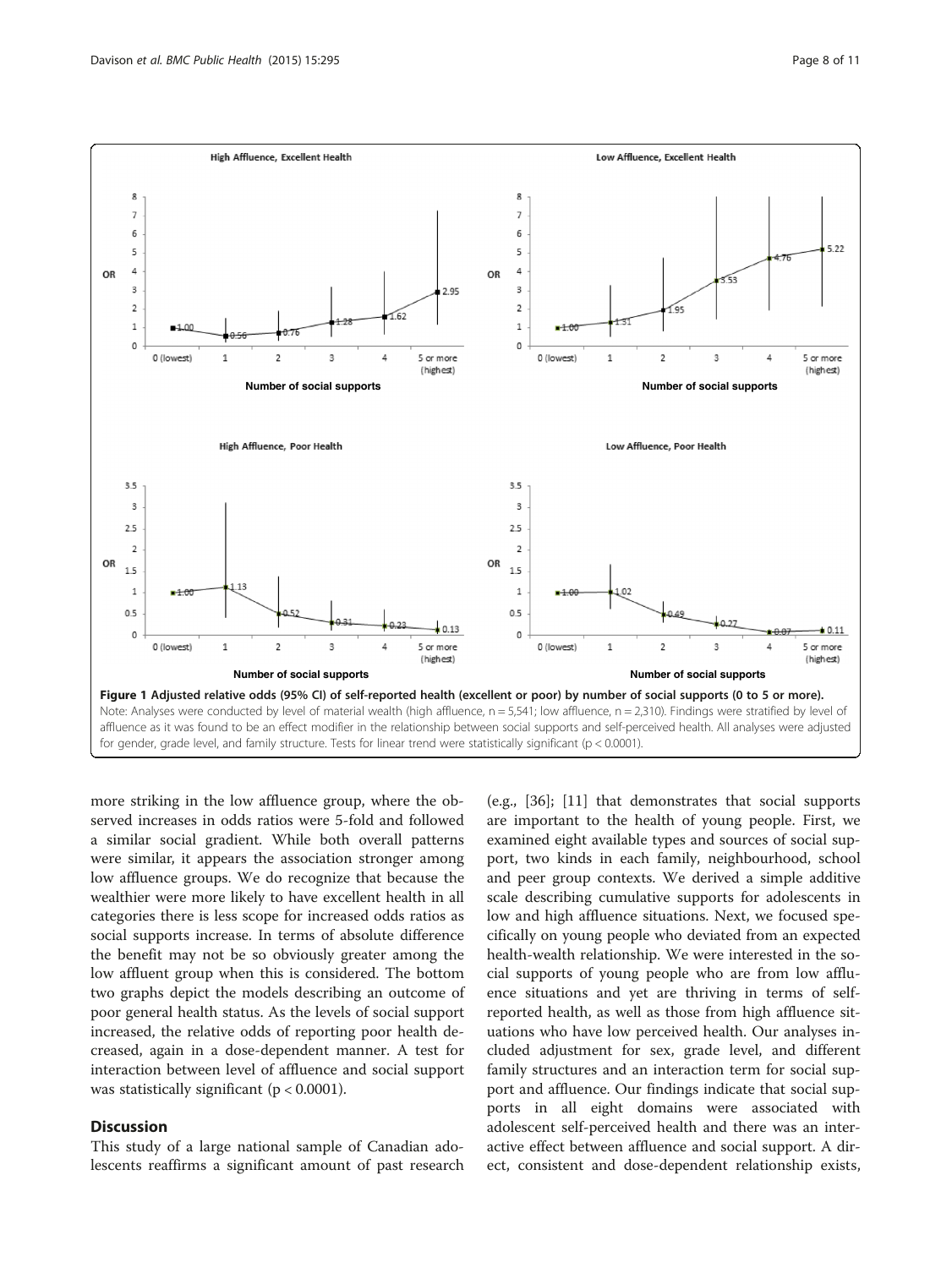**Figure 1 Adjusted relative odds (95% CI) of self-reported health (excellent or poor) by number of social supports (0 to 5 or more).** Note: Analyses were conducted by level of material wealth (high affluence, n = 5,541; low affluence, n = 2,310). Findings were stratified by level of affluence as it was found to be an effect modifier in the relationship between social supports and self-perceived health. All analyses were adjusted for gender, grade level, and family structure. Tests for linear trend were statistically significant ($p < 0.0001$).

more striking in the low affluence group, where the observed increases in odds ratios were 5-fold and followed a similar social gradient. While both overall patterns were similar, it appears the association stronger among low affluence groups. We do recognize that because the wealthier were more likely to have excellent health in all categories there is less scope for increased odds ratios as social supports increase. In terms of absolute difference the benefit may not be so obviously greater among the low affluent group when this is considered. The bottom two graphs depict the models describing an outcome of poor general health status. As the levels of social support increased, the relative odds of reporting poor health decreased, again in a dose-dependent manner. A test for interaction between level of affluence and social support was statistically significant ($p < 0.0001$).

## Discussion

This study of a large national sample of Canadian adolescents reaffirms a significant amount of past research (e.g., [36]; [11] that demonstrates that social supports are important to the health of young people. First, we examined eight available types and sources of social support, two kinds in each family, neighbourhood, school and peer group contexts. We derived a simple additive scale describing cumulative supports for adolescents in low and high affluence situations. Next, we focused specifically on young people who deviated from an expected health-wealth relationship. We were interested in the social supports of young people who are from low affluence situations and yet are thriving in terms of self-reported health, as well as those from high affluence situations who have low perceived health. Our analyses included adjustment for sex, grade level, and different family structures and an interaction term for social support and affluence. Our findings indicate that social supports in all eight domains were associated with adolescent self-perceived health and there was an interactive effect between affluence and social support. A direct, consistent and dose-dependent relationship exists,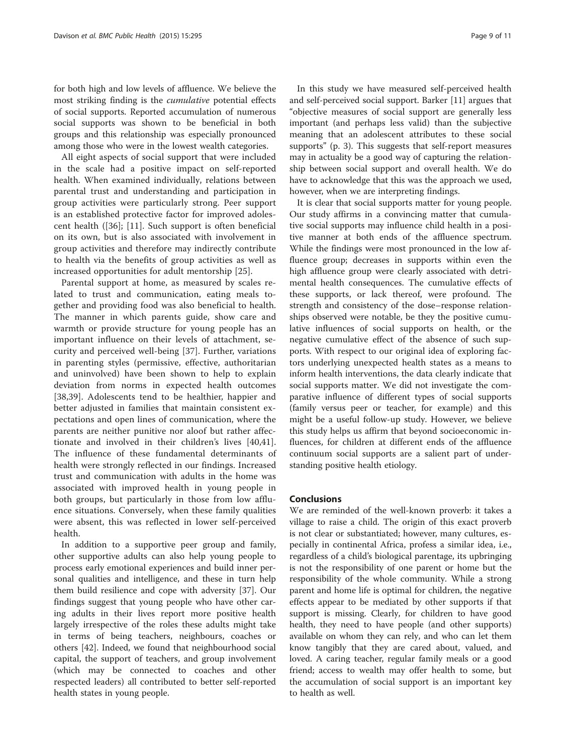for both high and low levels of affluence. We believe the most striking finding is the *cumulative* potential effects of social supports. Reported accumulation of numerous social supports was shown to be beneficial in both groups and this relationship was especially pronounced among those who were in the lowest wealth categories.

All eight aspects of social support that were included in the scale had a positive impact on self-reported health. When examined individually, relations between parental trust and understanding and participation in group activities were particularly strong. Peer support is an established protective factor for improved adolescent health ([36]; [11]. Such support is often beneficial on its own, but is also associated with involvement in group activities and therefore may indirectly contribute to health via the benefits of group activities as well as increased opportunities for adult mentorship [25].

Parental support at home, as measured by scales related to trust and communication, eating meals together and providing food was also beneficial to health. The manner in which parents guide, show care and warmth or provide structure for young people has an important influence on their levels of attachment, security and perceived well-being [37]. Further, variations in parenting styles (permissive, effective, authoritarian and uninvolved) have been shown to help to explain deviation from norms in expected health outcomes [38,39]. Adolescents tend to be healthier, happier and better adjusted in families that maintain consistent expectations and open lines of communication, where the parents are neither punitive nor aloof but rather affectionate and involved in their children's lives [40,41]. The influence of these fundamental determinants of health were strongly reflected in our findings. Increased trust and communication with adults in the home was associated with improved health in young people in both groups, but particularly in those from low affluence situations. Conversely, when these family qualities were absent, this was reflected in lower self-perceived health.

In addition to a supportive peer group and family, other supportive adults can also help young people to process early emotional experiences and build inner personal qualities and intelligence, and these in turn help them build resilience and cope with adversity [37]. Our findings suggest that young people who have other caring adults in their lives report more positive health largely irrespective of the roles these adults might take in terms of being teachers, neighbours, coaches or others [42]. Indeed, we found that neighbourhood social capital, the support of teachers, and group involvement (which may be connected to coaches and other respected leaders) all contributed to better self-reported health states in young people.

In this study we have measured self-perceived health and self-perceived social support. Barker [11] argues that "objective measures of social support are generally less important (and perhaps less valid) than the subjective meaning that an adolescent attributes to these social supports" (p. 3). This suggests that self-report measures may in actuality be a good way of capturing the relationship between social support and overall health. We do have to acknowledge that this was the approach we used, however, when we are interpreting findings.

It is clear that social supports matter for young people. Our study affirms in a convincing matter that cumulative social supports may influence child health in a positive manner at both ends of the affluence spectrum. While the findings were most pronounced in the low affluence group; decreases in supports within even the high affluence group were clearly associated with detrimental health consequences. The cumulative effects of these supports, or lack thereof, were profound. The strength and consistency of the dose–response relationships observed were notable, be they the positive cumulative influences of social supports on health, or the negative cumulative effect of the absence of such supports. With respect to our original idea of exploring factors underlying unexpected health states as a means to inform health interventions, the data clearly indicate that social supports matter. We did not investigate the comparative influence of different types of social supports (family versus peer or teacher, for example) and this might be a useful follow-up study. However, we believe this study helps us affirm that beyond socioeconomic influences, for children at different ends of the affluence continuum social supports are a salient part of understanding positive health etiology.

## Conclusions

We are reminded of the well-known proverb: it takes a village to raise a child. The origin of this exact proverb is not clear or substantiated; however, many cultures, especially in continental Africa, profess a similar idea, i.e., regardless of a child's biological parentage, its upbringing is not the responsibility of one parent or home but the responsibility of the whole community. While a strong parent and home life is optimal for children, the negative effects appear to be mediated by other supports if that support is missing. Clearly, for children to have good health, they need to have people (and other supports) available on whom they can rely, and who can let them know tangibly that they are cared about, valued, and loved. A caring teacher, regular family meals or a good friend; access to wealth may offer health to some, but the accumulation of social support is an important key to health as well.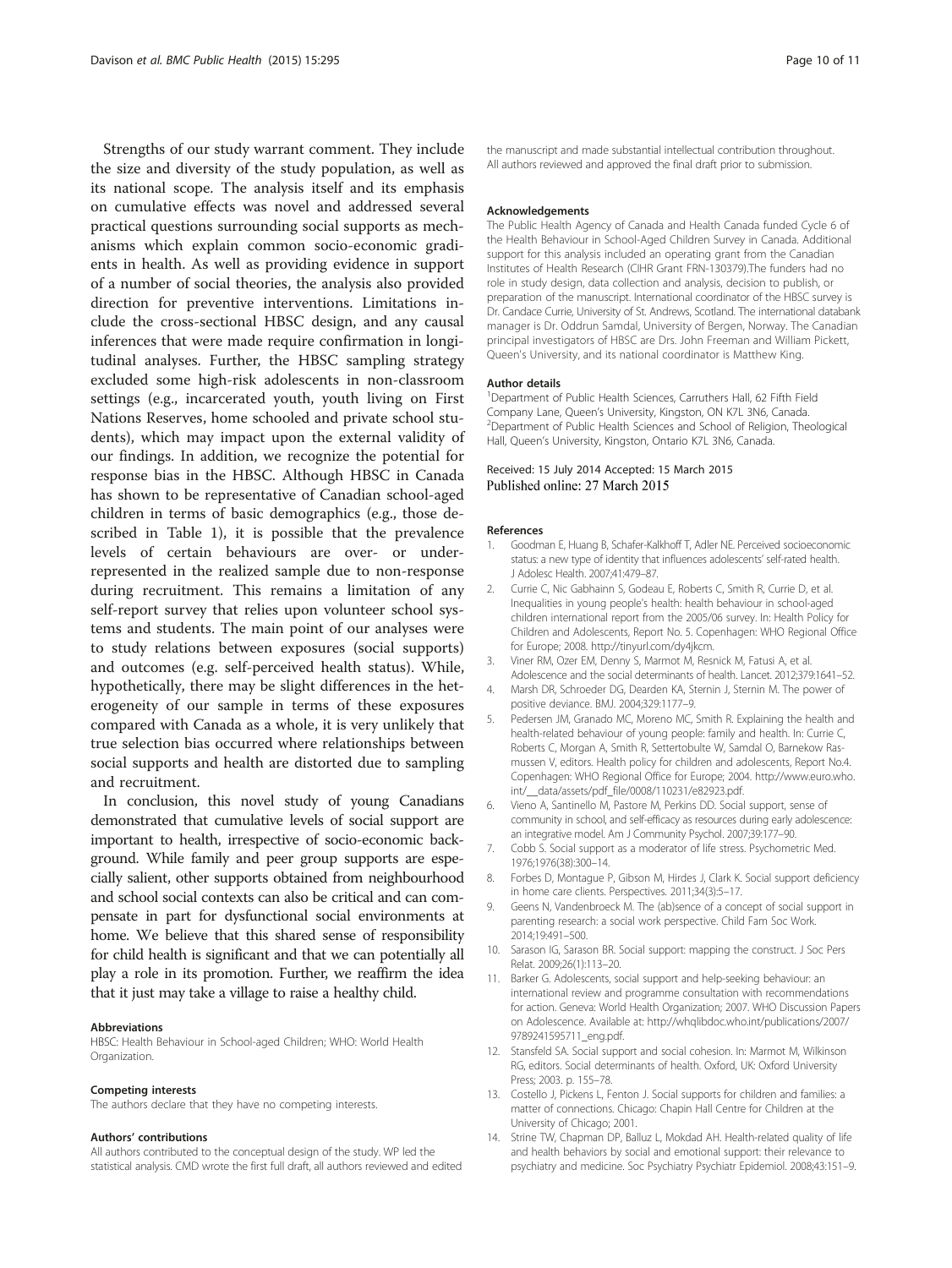Strengths of our study warrant comment. They include the size and diversity of the study population, as well as its national scope. The analysis itself and its emphasis on cumulative effects was novel and addressed several practical questions surrounding social supports as mechanisms which explain common socio-economic gradients in health. As well as providing evidence in support of a number of social theories, the analysis also provided direction for preventive interventions. Limitations include the cross-sectional HBSC design, and any causal inferences that were made require confirmation in longitudinal analyses. Further, the HBSC sampling strategy excluded some high-risk adolescents in non-classroom settings (e.g., incarcerated youth, youth living on First Nations Reserves, home schooled and private school students), which may impact upon the external validity of our findings. In addition, we recognize the potential for response bias in the HBSC. Although HBSC in Canada has shown to be representative of Canadian school-aged children in terms of basic demographics (e.g., those described in Table 1), it is possible that the prevalence levels of certain behaviours are over- or under-represented in the realized sample due to non-response during recruitment. This remains a limitation of any self-report survey that relies upon volunteer school systems and students. The main point of our analyses were to study relations between exposures (social supports) and outcomes (e.g. self-perceived health status). While, hypothetically, there may be slight differences in the heterogeneity of our sample in terms of these exposures compared with Canada as a whole, it is very unlikely that true selection bias occurred where relationships between social supports and health are distorted due to sampling and recruitment.

In conclusion, this novel study of young Canadians demonstrated that cumulative levels of social support are important to health, irrespective of socio-economic background. While family and peer group supports are especially salient, other supports obtained from neighbourhood and school social contexts can also be critical and can compensate in part for dysfunctional social environments at home. We believe that this shared sense of responsibility for child health is significant and that we can potentially all play a role in its promotion. Further, we reaffirm the idea that it just may take a village to raise a healthy child.

#### Abbreviations

HBSC: Health Behaviour in School-aged Children; WHO: World Health Organization.

#### Competing interests

The authors declare that they have no competing interests.

#### Authors' contributions

All authors contributed to the conceptual design of the study. WP led the statistical analysis. CMD wrote the first full draft, all authors reviewed and edited the manuscript and made substantial intellectual contribution throughout. All authors reviewed and approved the final draft prior to submission.

#### Acknowledgements

The Public Health Agency of Canada and Health Canada funded Cycle 6 of the Health Behaviour in School-Aged Children Survey in Canada. Additional support for this analysis included an operating grant from the Canadian Institutes of Health Research (CIHR Grant FRN-130379).The funders had no role in study design, data collection and analysis, decision to publish, or preparation of the manuscript. International coordinator of the HBSC survey is Dr. Candace Currie, University of St. Andrews, Scotland. The international databank manager is Dr. Oddrun Samdal, University of Bergen, Norway. The Canadian principal investigators of HBSC are Drs. John Freeman and William Pickett, Queen's University, and its national coordinator is Matthew King.

#### Author details

[1]Department of Public Health Sciences, Carruthers Hall, 62 Fifth Field Company Lane, Queen's University, Kingston, ON K7L 3N6, Canada. [2]Department of Public Health Sciences and School of Religion, Theological Hall, Queen's University, Kingston, Ontario K7L 3N6, Canada.

Received: 15 July 2014 Accepted: 15 March 2015
Published online: 27 March 2015

#### References

1. Goodman E, Huang B, Schafer-Kalkhoff T, Adler NE. Perceived socioeconomic status: a new type of identity that influences adolescents' self-rated health. J Adolesc Health. 2007;41:479–87.
2. Currie C, Nic Gabhainn S, Godeau E, Roberts C, Smith R, Currie D, et al. Inequalities in young people's health: health behaviour in school-aged children international report from the 2005/06 survey. In: Health Policy for Children and Adolescents, Report No. 5. Copenhagen: WHO Regional Office for Europe; 2008. http://tinyurl.com/dy4jkcm.
3. Viner RM, Ozer EM, Denny S, Marmot M, Resnick M, Fatusi A, et al. Adolescence and the social determinants of health. Lancet. 2012;379:1641–52.
4. Marsh DR, Schroeder DG, Dearden KA, Sternin J, Sternin M. The power of positive deviance. BMJ. 2004;329:1177–9.
5. Pedersen JM, Granado MC, Moreno MC, Smith R. Explaining the health and health-related behaviour of young people: family and health. In: Currie C, Roberts C, Morgan A, Smith R, Settertobulte W, Samdal O, Barnekow Rasmussen V, editors. Health policy for children and adolescents, Report No.4. Copenhagen: WHO Regional Office for Europe; 2004. http://www.euro.who.int/__data/assets/pdf_file/0008/110231/e82923.pdf.
6. Vieno A, Santinello M, Pastore M, Perkins DD. Social support, sense of community in school, and self-efficacy as resources during early adolescence: an integrative model. Am J Community Psychol. 2007;39:177–90.
7. Cobb S. Social support as a moderator of life stress. Psychometric Med. 1976;1976(38):300–14.
8. Forbes D, Montague P, Gibson M, Hirdes J, Clark K. Social support deficiency in home care clients. Perspectives. 2011;34(3):5–17.
9. Geens N, Vandenbroeck M. The (ab)sence of a concept of social support in parenting research: a social work perspective. Child Fam Soc Work. 2014;19:491–500.
10. Sarason IG, Sarason BR. Social support: mapping the construct. J Soc Pers Relat. 2009;26(1):113–20.
11. Barker G. Adolescents, social support and help-seeking behaviour: an international review and programme consultation with recommendations for action. Geneva: World Health Organization; 2007. WHO Discussion Papers on Adolescence. Available at: http://whqlibdoc.who.int/publications/2007/9789241595711_eng.pdf.
12. Stansfeld SA. Social support and social cohesion. In: Marmot M, Wilkinson RG, editors. Social determinants of health. Oxford, UK: Oxford University Press; 2003. p. 155–78.
13. Costello J, Pickens L, Fenton J. Social supports for children and families: a matter of connections. Chicago: Chapin Hall Centre for Children at the University of Chicago; 2001.
14. Strine TW, Chapman DP, Balluz L, Mokdad AH. Health-related quality of life and health behaviors by social and emotional support: their relevance to psychiatry and medicine. Soc Psychiatry Psychiatr Epidemiol. 2008;43:151–9.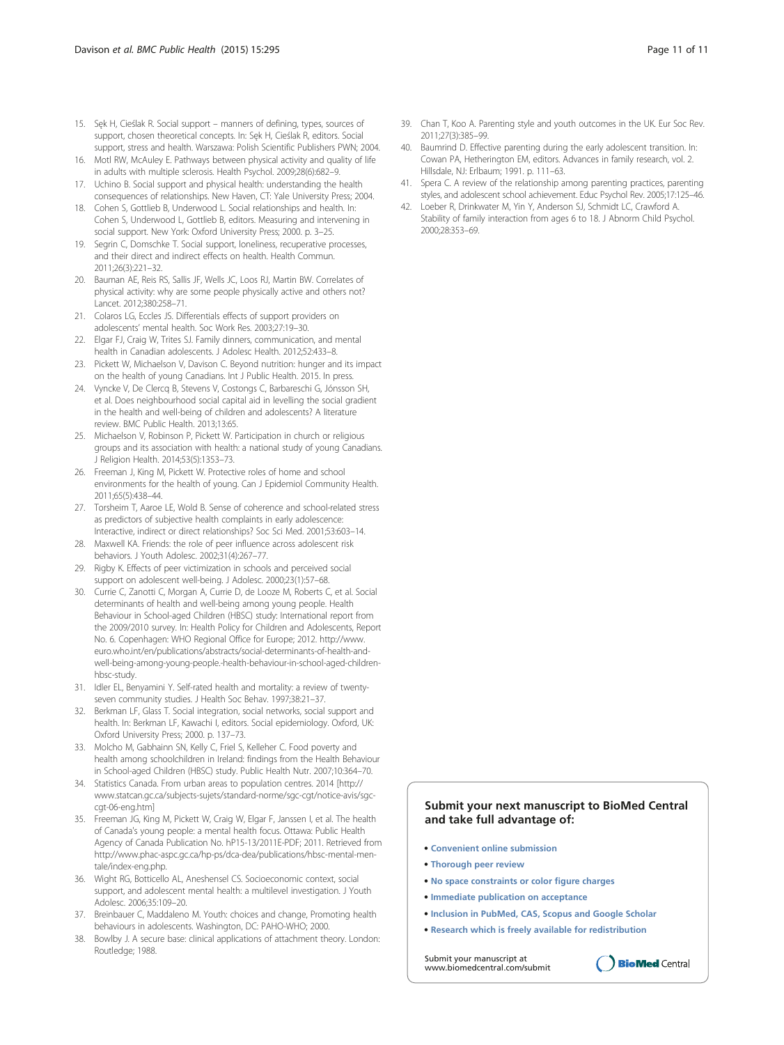15. Sęk H, Cieślak R. Social support – manners of defining, types, sources of support, chosen theoretical concepts. In: Sęk H, Cieślak R, editors. Social support, stress and health. Warszawa: Polish Scientific Publishers PWN; 2004.
16. Motl RW, McAuley E. Pathways between physical activity and quality of life in adults with multiple sclerosis. Health Psychol. 2009;28(6):682–9.
17. Uchino B. Social support and physical health: understanding the health consequences of relationships. New Haven, CT: Yale University Press; 2004.
18. Cohen S, Gottlieb B, Underwood L. Social relationships and health. In: Cohen S, Underwood L, Gottlieb B, editors. Measuring and intervening in social support. New York: Oxford University Press; 2000. p. 3–25.
19. Segrin C, Domschke T. Social support, loneliness, recuperative processes, and their direct and indirect effects on health. Health Commun. 2011;26(3):221–32.
20. Bauman AE, Reis RS, Sallis JF, Wells JC, Loos RJ, Martin BW. Correlates of physical activity: why are some people physically active and others not? Lancet. 2012;380:258–71.
21. Colaros LG, Eccles JS. Differentials effects of support providers on adolescents' mental health. Soc Work Res. 2003;27:19–30.
22. Elgar FJ, Craig W, Trites SJ. Family dinners, communication, and mental health in Canadian adolescents. J Adolesc Health. 2012;52:433–8.
23. Pickett W, Michaelson V, Davison C. Beyond nutrition: hunger and its impact on the health of young Canadians. Int J Public Health. 2015. In press.
24. Vyncke V, De Clercq B, Stevens V, Costongs C, Barbareschi G, Jónsson SH, et al. Does neighbourhood social capital aid in levelling the social gradient in the health and well-being of children and adolescents? A literature review. BMC Public Health. 2013;13:65.
25. Michaelson V, Robinson P, Pickett W. Participation in church or religious groups and its association with health: a national study of young Canadians. J Religion Health. 2014;53(5):1353–73.
26. Freeman J, King M, Pickett W. Protective roles of home and school environments for the health of young. Can J Epidemiol Community Health. 2011;65(5):438–44.
27. Torsheim T, Aaroe LE, Wold B. Sense of coherence and school-related stress as predictors of subjective health complaints in early adolescence: Interactive, indirect or direct relationships? Soc Sci Med. 2001;53:603–14.
28. Maxwell KA. Friends: the role of peer influence across adolescent risk behaviors. J Youth Adolesc. 2002;31(4):267–77.
29. Rigby K. Effects of peer victimization in schools and perceived social support on adolescent well-being. J Adolesc. 2000;23(1):57–68.
30. Currie C, Zanotti C, Morgan A, Currie D, de Looze M, Roberts C, et al. Social determinants of health and well-being among young people. Health Behaviour in School-aged Children (HBSC) study: International report from the 2009/2010 survey. In: Health Policy for Children and Adolescents, Report No. 6. Copenhagen: WHO Regional Office for Europe; 2012. http://www.euro.who.int/en/publications/abstracts/social-determinants-of-health-and-well-being-among-young-people.-health-behaviour-in-school-aged-children-hbsc-study.
31. Idler EL, Benyamini Y. Self-rated health and mortality: a review of twenty-seven community studies. J Health Soc Behav. 1997;38:21–37.
32. Berkman LF, Glass T. Social integration, social networks, social support and health. In: Berkman LF, Kawachi I, editors. Social epidemiology. Oxford, UK: Oxford University Press; 2000. p. 137–73.
33. Molcho M, Gabhainn SN, Kelly C, Friel S, Kelleher C. Food poverty and health among schoolchildren in Ireland: findings from the Health Behaviour in School-aged Children (HBSC) study. Public Health Nutr. 2007;10:364–70.
34. Statistics Canada. From urban areas to population centres. 2014 [http://www.statcan.gc.ca/subjects-sujets/standard-norme/sgc-cgt/notice-avis/sgc-cgt-06-eng.htm]
35. Freeman JG, King M, Pickett W, Craig W, Elgar F, Janssen I, et al. The health of Canada's young people: a mental health focus. Ottawa: Public Health Agency of Canada Publication No. hP15-13/2011E-PDF; 2011. Retrieved from http://www.phac-aspc.gc.ca/hp-ps/dca-dea/publications/hbsc-mental-mentale/index-eng.php.
36. Wight RG, Botticello AL, Aneshensel CS. Socioeconomic context, social support, and adolescent mental health: a multilevel investigation. J Youth Adolesc. 2006;35:109–20.
37. Breinbauer C, Maddaleno M. Youth: choices and change, Promoting health behaviours in adolescents. Washington, DC: PAHO-WHO; 2000.
38. Bowlby J. A secure base: clinical applications of attachment theory. London: Routledge; 1988.
39. Chan T, Koo A. Parenting style and youth outcomes in the UK. Eur Soc Rev. 2011;27(3):385–99.
40. Baumrind D. Effective parenting during the early adolescent transition. In: Cowan PA, Hetherington EM, editors. Advances in family research, vol. 2. Hillsdale, NJ: Erlbaum; 1991. p. 111–63.
41. Spera C. A review of the relationship among parenting practices, parenting styles, and adolescent school achievement. Educ Psychol Rev. 2005;17:125–46.
42. Loeber R, Drinkwater M, Yin Y, Anderson SJ, Schmidt LC, Crawford A. Stability of family interaction from ages 6 to 18. J Abnorm Child Psychol. 2000;28:353–69.

**Submit your next manuscript to BioMed Central and take full advantage of:**

- **Convenient online submission**
- **Thorough peer review**
- **No space constraints or color figure charges**
- **Immediate publication on acceptance**
- **Inclusion in PubMed, CAS, Scopus and Google Scholar**
- **Research which is freely available for redistribution**

Submit your manuscript at www.biomedcentral.com/submit

BioMed Central